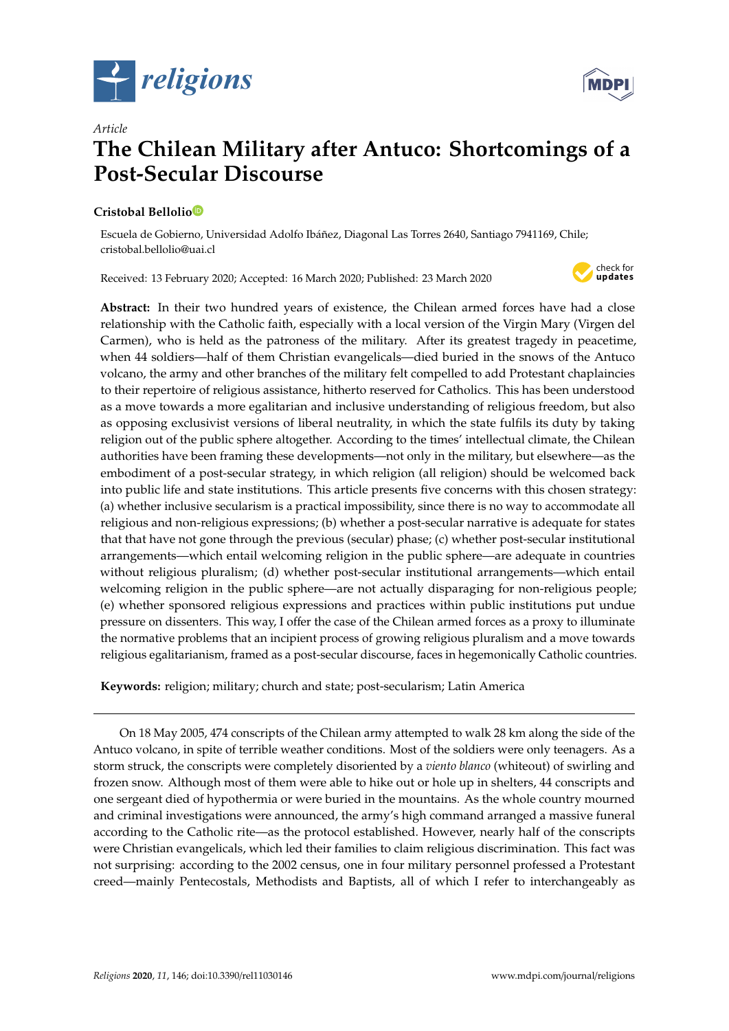*Article*

# The Chilean Military after Antuco: Shortcomings of a Post-Secular Discourse

**Cristobal Bellolio**

Escuela de Gobierno, Universidad Adolfo Ibáñez, Diagonal Las Torres 2640, Santiago 7941169, Chile; cristobal.bellolio@uai.cl

Received: 13 February 2020; Accepted: 16 March 2020; Published: 23 March 2020

**Abstract:** In their two hundred years of existence, the Chilean armed forces have had a close relationship with the Catholic faith, especially with a local version of the Virgin Mary (Virgen del Carmen), who is held as the patroness of the military. After its greatest tragedy in peacetime, when 44 soldiers—half of them Christian evangelicals—died buried in the snows of the Antuco volcano, the army and other branches of the military felt compelled to add Protestant chaplaincies to their repertoire of religious assistance, hitherto reserved for Catholics. This has been understood as a move towards a more egalitarian and inclusive understanding of religious freedom, but also as opposing exclusivist versions of liberal neutrality, in which the state fulfils its duty by taking religion out of the public sphere altogether. According to the times' intellectual climate, the Chilean authorities have been framing these developments—not only in the military, but elsewhere—as the embodiment of a post-secular strategy, in which religion (all religion) should be welcomed back into public life and state institutions. This article presents five concerns with this chosen strategy: (a) whether inclusive secularism is a practical impossibility, since there is no way to accommodate all religious and non-religious expressions; (b) whether a post-secular narrative is adequate for states that that have not gone through the previous (secular) phase; (c) whether post-secular institutional arrangements—which entail welcoming religion in the public sphere—are adequate in countries without religious pluralism; (d) whether post-secular institutional arrangements—which entail welcoming religion in the public sphere—are not actually disparaging for non-religious people; (e) whether sponsored religious expressions and practices within public institutions put undue pressure on dissenters. This way, I offer the case of the Chilean armed forces as a proxy to illuminate the normative problems that an incipient process of growing religious pluralism and a move towards religious egalitarianism, framed as a post-secular discourse, faces in hegemonically Catholic countries.

**Keywords:** religion; military; church and state; post-secularism; Latin America

---

On 18 May 2005, 474 conscripts of the Chilean army attempted to walk 28 km along the side of the Antuco volcano, in spite of terrible weather conditions. Most of the soldiers were only teenagers. As a storm struck, the conscripts were completely disoriented by a *viento blanco* (whiteout) of swirling and frozen snow. Although most of them were able to hike out or hole up in shelters, 44 conscripts and one sergeant died of hypothermia or were buried in the mountains. As the whole country mourned and criminal investigations were announced, the army's high command arranged a massive funeral according to the Catholic rite—as the protocol established. However, nearly half of the conscripts were Christian evangelicals, which led their families to claim religious discrimination. This fact was not surprising: according to the 2002 census, one in four military personnel professed a Protestant creed—mainly Pentecostals, Methodists and Baptists, all of which I refer to interchangeably as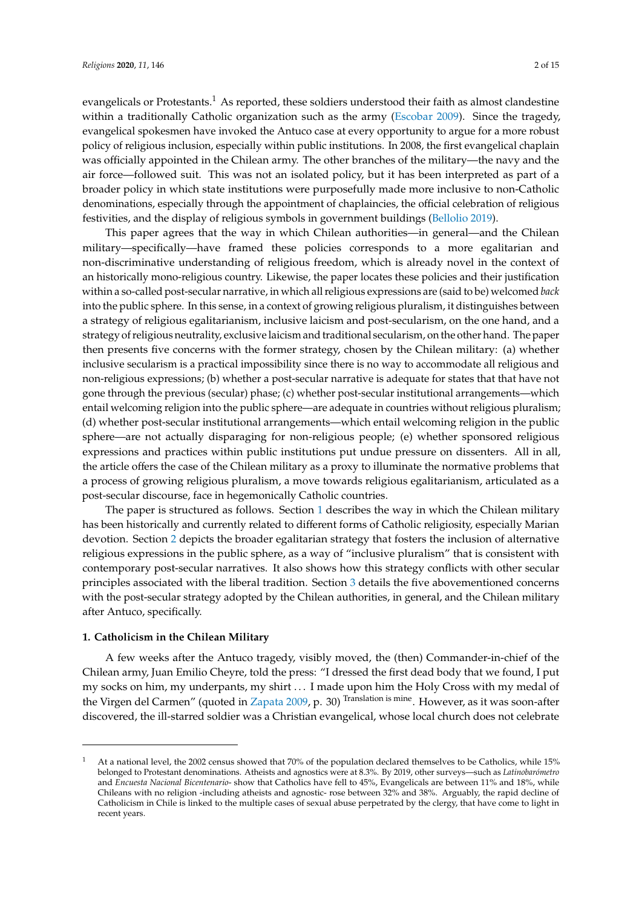evangelicals or Protestants.[1] As reported, these soldiers understood their faith as almost clandestine within a traditionally Catholic organization such as the army (Escobar 2009). Since the tragedy, evangelical spokesmen have invoked the Antuco case at every opportunity to argue for a more robust policy of religious inclusion, especially within public institutions. In 2008, the first evangelical chaplain was officially appointed in the Chilean army. The other branches of the military—the navy and the air force—followed suit. This was not an isolated policy, but it has been interpreted as part of a broader policy in which state institutions were purposefully made more inclusive to non-Catholic denominations, especially through the appointment of chaplaincies, the official celebration of religious festivities, and the display of religious symbols in government buildings (Bellolio 2019).

This paper agrees that the way in which Chilean authorities—in general—and the Chilean military—specifically—have framed these policies corresponds to a more egalitarian and non-discriminative understanding of religious freedom, which is already novel in the context of an historically mono-religious country. Likewise, the paper locates these policies and their justification within a so-called post-secular narrative, in which all religious expressions are (said to be) welcomed *back* into the public sphere. In this sense, in a context of growing religious pluralism, it distinguishes between a strategy of religious egalitarianism, inclusive laicism and post-secularism, on the one hand, and a strategy of religious neutrality, exclusive laicism and traditional secularism, on the other hand. The paper then presents five concerns with the former strategy, chosen by the Chilean military: (a) whether inclusive secularism is a practical impossibility since there is no way to accommodate all religious and non-religious expressions; (b) whether a post-secular narrative is adequate for states that that have not gone through the previous (secular) phase; (c) whether post-secular institutional arrangements—which entail welcoming religion into the public sphere—are adequate in countries without religious pluralism; (d) whether post-secular institutional arrangements—which entail welcoming religion in the public sphere—are not actually disparaging for non-religious people; (e) whether sponsored religious expressions and practices within public institutions put undue pressure on dissenters. All in all, the article offers the case of the Chilean military as a proxy to illuminate the normative problems that a process of growing religious pluralism, a move towards religious egalitarianism, articulated as a post-secular discourse, face in hegemonically Catholic countries.

The paper is structured as follows. Section 1 describes the way in which the Chilean military has been historically and currently related to different forms of Catholic religiosity, especially Marian devotion. Section 2 depicts the broader egalitarian strategy that fosters the inclusion of alternative religious expressions in the public sphere, as a way of "inclusive pluralism" that is consistent with contemporary post-secular narratives. It also shows how this strategy conflicts with other secular principles associated with the liberal tradition. Section 3 details the five abovementioned concerns with the post-secular strategy adopted by the Chilean authorities, in general, and the Chilean military after Antuco, specifically.

## 1. Catholicism in the Chilean Military

A few weeks after the Antuco tragedy, visibly moved, the (then) Commander-in-chief of the Chilean army, Juan Emilio Cheyre, told the press: "I dressed the first dead body that we found, I put my socks on him, my underpants, my shirt ... I made upon him the Holy Cross with my medal of the Virgen del Carmen" (quoted in Zapata 2009, p. 30) [Translation is mine]. However, as it was soon-after discovered, the ill-starred soldier was a Christian evangelical, whose local church does not celebrate

---

[1] At a national level, the 2002 census showed that 70% of the population declared themselves to be Catholics, while 15% belonged to Protestant denominations. Atheists and agnostics were at 8.3%. By 2019, other surveys—such as *Latinobarómetro* and *Encuesta Nacional Bicentenario*- show that Catholics have fell to 45%, Evangelicals are between 11% and 18%, while Chileans with no religion -including atheists and agnostic- rose between 32% and 38%. Arguably, the rapid decline of Catholicism in Chile is linked to the multiple cases of sexual abuse perpetrated by the clergy, that have come to light in recent years.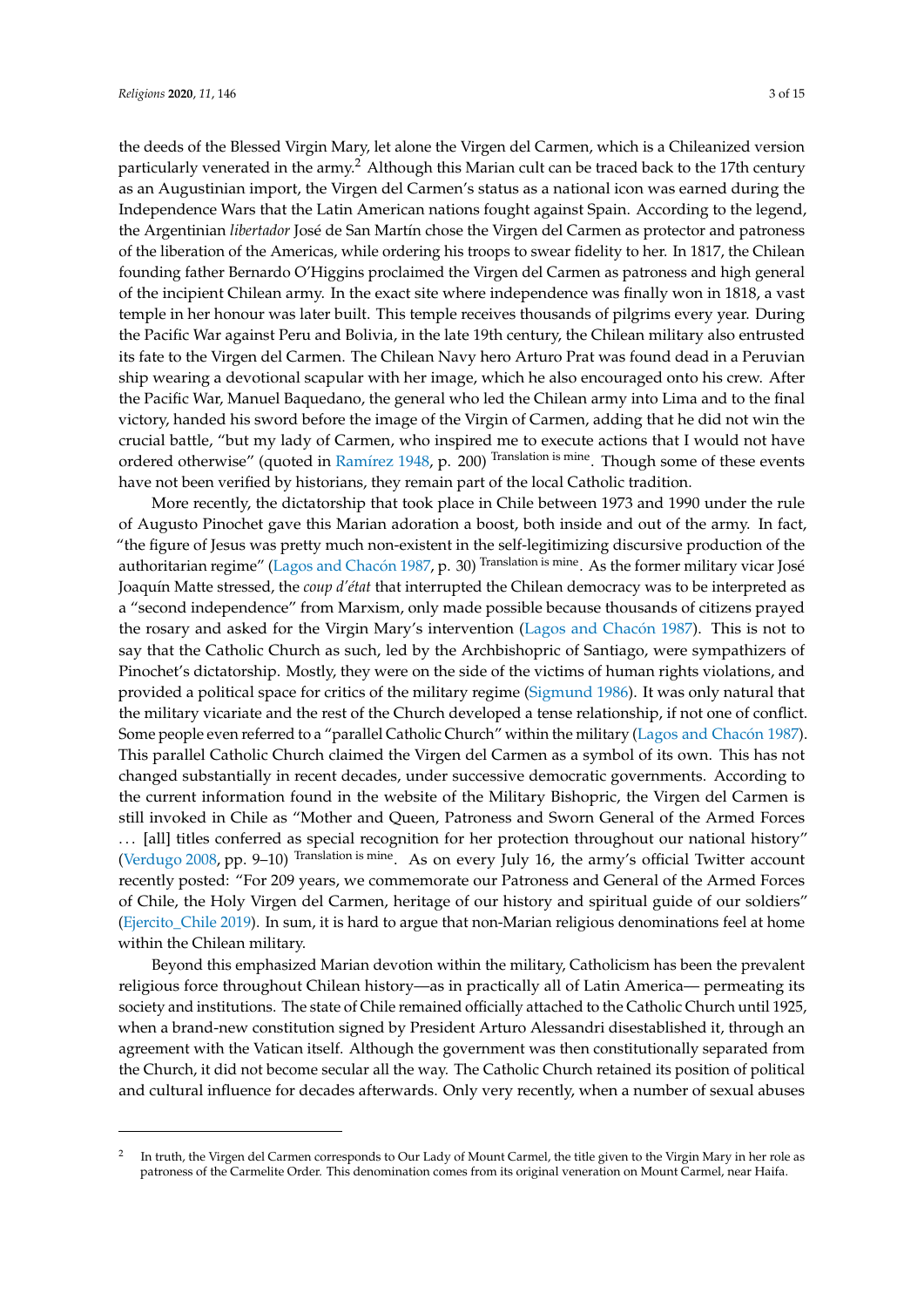the deeds of the Blessed Virgin Mary, let alone the Virgen del Carmen, which is a Chileanized version particularly venerated in the army.[2] Although this Marian cult can be traced back to the 17th century as an Augustinian import, the Virgen del Carmen's status as a national icon was earned during the Independence Wars that the Latin American nations fought against Spain. According to the legend, the Argentinian *libertador* José de San Martín chose the Virgen del Carmen as protector and patroness of the liberation of the Americas, while ordering his troops to swear fidelity to her. In 1817, the Chilean founding father Bernardo O'Higgins proclaimed the Virgen del Carmen as patroness and high general of the incipient Chilean army. In the exact site where independence was finally won in 1818, a vast temple in her honour was later built. This temple receives thousands of pilgrims every year. During the Pacific War against Peru and Bolivia, in the late 19th century, the Chilean military also entrusted its fate to the Virgen del Carmen. The Chilean Navy hero Arturo Prat was found dead in a Peruvian ship wearing a devotional scapular with her image, which he also encouraged onto his crew. After the Pacific War, Manuel Baquedano, the general who led the Chilean army into Lima and to the final victory, handed his sword before the image of the Virgin of Carmen, adding that he did not win the crucial battle, "but my lady of Carmen, who inspired me to execute actions that I would not have ordered otherwise" (quoted in Ramírez 1948, p. 200) [Translation is mine]. Though some of these events have not been verified by historians, they remain part of the local Catholic tradition.

More recently, the dictatorship that took place in Chile between 1973 and 1990 under the rule of Augusto Pinochet gave this Marian adoration a boost, both inside and out of the army. In fact, "the figure of Jesus was pretty much non-existent in the self-legitimizing discursive production of the authoritarian regime" (Lagos and Chacón 1987, p. 30) [Translation is mine]. As the former military vicar José Joaquín Matte stressed, the *coup d'état* that interrupted the Chilean democracy was to be interpreted as a "second independence" from Marxism, only made possible because thousands of citizens prayed the rosary and asked for the Virgin Mary's intervention (Lagos and Chacón 1987). This is not to say that the Catholic Church as such, led by the Archbishopric of Santiago, were sympathizers of Pinochet's dictatorship. Mostly, they were on the side of the victims of human rights violations, and provided a political space for critics of the military regime (Sigmund 1986). It was only natural that the military vicariate and the rest of the Church developed a tense relationship, if not one of conflict. Some people even referred to a "parallel Catholic Church" within the military (Lagos and Chacón 1987). This parallel Catholic Church claimed the Virgen del Carmen as a symbol of its own. This has not changed substantially in recent decades, under successive democratic governments. According to the current information found in the website of the Military Bishopric, the Virgen del Carmen is still invoked in Chile as "Mother and Queen, Patroness and Sworn General of the Armed Forces ... [all] titles conferred as special recognition for her protection throughout our national history" (Verdugo 2008, pp. 9–10) [Translation is mine]. As on every July 16, the army's official Twitter account recently posted: "For 209 years, we commemorate our Patroness and General of the Armed Forces of Chile, the Holy Virgen del Carmen, heritage of our history and spiritual guide of our soldiers" (Ejercito_Chile 2019). In sum, it is hard to argue that non-Marian religious denominations feel at home within the Chilean military.

Beyond this emphasized Marian devotion within the military, Catholicism has been the prevalent religious force throughout Chilean history—as in practically all of Latin America— permeating its society and institutions. The state of Chile remained officially attached to the Catholic Church until 1925, when a brand-new constitution signed by President Arturo Alessandri disestablished it, through an agreement with the Vatican itself. Although the government was then constitutionally separated from the Church, it did not become secular all the way. The Catholic Church retained its position of political and cultural influence for decades afterwards. Only very recently, when a number of sexual abuses

---

[2] In truth, the Virgen del Carmen corresponds to Our Lady of Mount Carmel, the title given to the Virgin Mary in her role as patroness of the Carmelite Order. This denomination comes from its original veneration on Mount Carmel, near Haifa.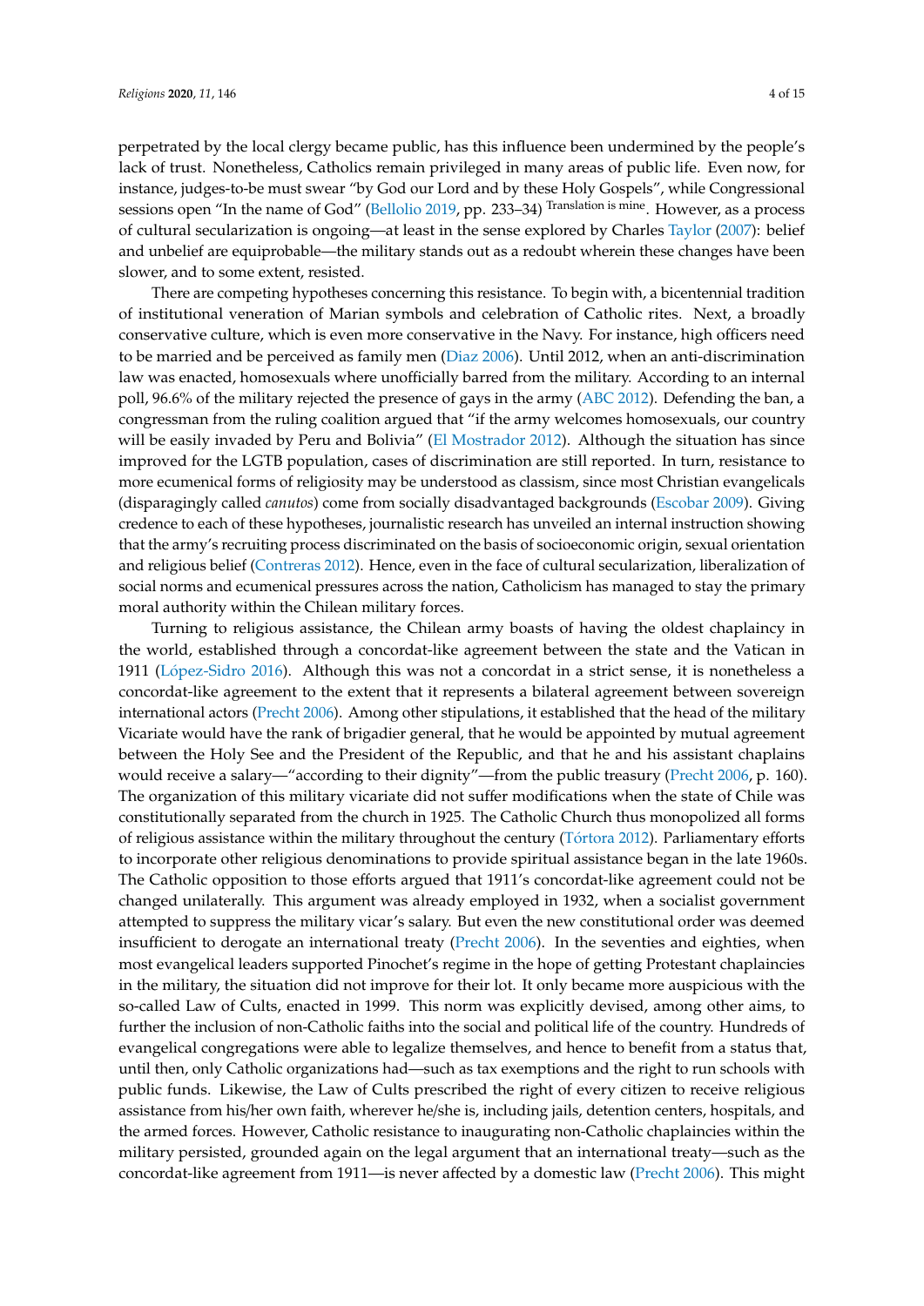perpetrated by the local clergy became public, has this influence been undermined by the people's lack of trust. Nonetheless, Catholics remain privileged in many areas of public life. Even now, for instance, judges-to-be must swear "by God our Lord and by these Holy Gospels", while Congressional sessions open "In the name of God" (Bellolio 2019, pp. 233–34) [Translation is mine]. However, as a process of cultural secularization is ongoing—at least in the sense explored by Charles Taylor (2007): belief and unbelief are equiprobable—the military stands out as a redoubt wherein these changes have been slower, and to some extent, resisted.

There are competing hypotheses concerning this resistance. To begin with, a bicentennial tradition of institutional veneration of Marian symbols and celebration of Catholic rites. Next, a broadly conservative culture, which is even more conservative in the Navy. For instance, high officers need to be married and be perceived as family men (Diaz 2006). Until 2012, when an anti-discrimination law was enacted, homosexuals where unofficially barred from the military. According to an internal poll, 96.6% of the military rejected the presence of gays in the army (ABC 2012). Defending the ban, a congressman from the ruling coalition argued that "if the army welcomes homosexuals, our country will be easily invaded by Peru and Bolivia" (El Mostrador 2012). Although the situation has since improved for the LGTB population, cases of discrimination are still reported. In turn, resistance to more ecumenical forms of religiosity may be understood as classism, since most Christian evangelicals (disparagingly called *canutos*) come from socially disadvantaged backgrounds (Escobar 2009). Giving credence to each of these hypotheses, journalistic research has unveiled an internal instruction showing that the army's recruiting process discriminated on the basis of socioeconomic origin, sexual orientation and religious belief (Contreras 2012). Hence, even in the face of cultural secularization, liberalization of social norms and ecumenical pressures across the nation, Catholicism has managed to stay the primary moral authority within the Chilean military forces.

Turning to religious assistance, the Chilean army boasts of having the oldest chaplaincy in the world, established through a concordat-like agreement between the state and the Vatican in 1911 (López-Sidro 2016). Although this was not a concordat in a strict sense, it is nonetheless a concordat-like agreement to the extent that it represents a bilateral agreement between sovereign international actors (Precht 2006). Among other stipulations, it established that the head of the military Vicariate would have the rank of brigadier general, that he would be appointed by mutual agreement between the Holy See and the President of the Republic, and that he and his assistant chaplains would receive a salary—"according to their dignity"—from the public treasury (Precht 2006, p. 160). The organization of this military vicariate did not suffer modifications when the state of Chile was constitutionally separated from the church in 1925. The Catholic Church thus monopolized all forms of religious assistance within the military throughout the century (Tórtora 2012). Parliamentary efforts to incorporate other religious denominations to provide spiritual assistance began in the late 1960s. The Catholic opposition to those efforts argued that 1911's concordat-like agreement could not be changed unilaterally. This argument was already employed in 1932, when a socialist government attempted to suppress the military vicar's salary. But even the new constitutional order was deemed insufficient to derogate an international treaty (Precht 2006). In the seventies and eighties, when most evangelical leaders supported Pinochet's regime in the hope of getting Protestant chaplaincies in the military, the situation did not improve for their lot. It only became more auspicious with the so-called Law of Cults, enacted in 1999. This norm was explicitly devised, among other aims, to further the inclusion of non-Catholic faiths into the social and political life of the country. Hundreds of evangelical congregations were able to legalize themselves, and hence to benefit from a status that, until then, only Catholic organizations had—such as tax exemptions and the right to run schools with public funds. Likewise, the Law of Cults prescribed the right of every citizen to receive religious assistance from his/her own faith, wherever he/she is, including jails, detention centers, hospitals, and the armed forces. However, Catholic resistance to inaugurating non-Catholic chaplaincies within the military persisted, grounded again on the legal argument that an international treaty—such as the concordat-like agreement from 1911—is never affected by a domestic law (Precht 2006). This might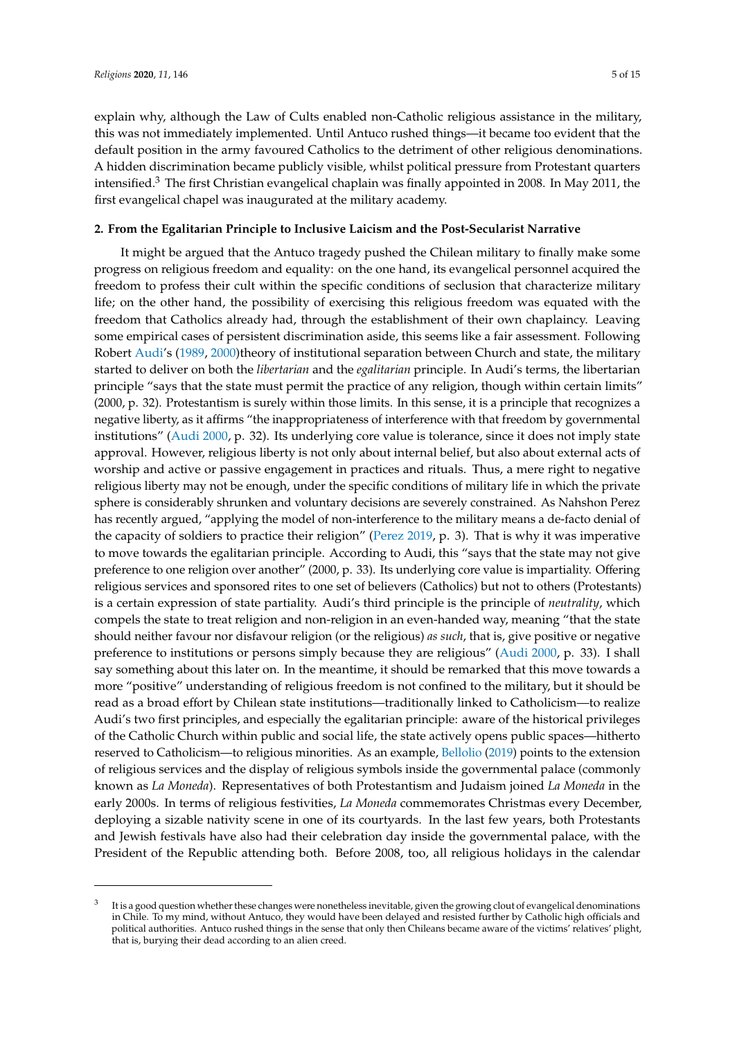explain why, although the Law of Cults enabled non-Catholic religious assistance in the military, this was not immediately implemented. Until Antuco rushed things—it became too evident that the default position in the army favoured Catholics to the detriment of other religious denominations. A hidden discrimination became publicly visible, whilst political pressure from Protestant quarters intensified.[3] The first Christian evangelical chaplain was finally appointed in 2008. In May 2011, the first evangelical chapel was inaugurated at the military academy.

## 2. From the Egalitarian Principle to Inclusive Laicism and the Post-Secularist Narrative

It might be argued that the Antuco tragedy pushed the Chilean military to finally make some progress on religious freedom and equality: on the one hand, its evangelical personnel acquired the freedom to profess their cult within the specific conditions of seclusion that characterize military life; on the other hand, the possibility of exercising this religious freedom was equated with the freedom that Catholics already had, through the establishment of their own chaplaincy. Leaving some empirical cases of persistent discrimination aside, this seems like a fair assessment. Following Robert Audi's (1989, 2000)theory of institutional separation between Church and state, the military started to deliver on both the *libertarian* and the *egalitarian* principle. In Audi's terms, the libertarian principle "says that the state must permit the practice of any religion, though within certain limits" (2000, p. 32). Protestantism is surely within those limits. In this sense, it is a principle that recognizes a negative liberty, as it affirms "the inappropriateness of interference with that freedom by governmental institutions" (Audi 2000, p. 32). Its underlying core value is tolerance, since it does not imply state approval. However, religious liberty is not only about internal belief, but also about external acts of worship and active or passive engagement in practices and rituals. Thus, a mere right to negative religious liberty may not be enough, under the specific conditions of military life in which the private sphere is considerably shrunken and voluntary decisions are severely constrained. As Nahshon Perez has recently argued, "applying the model of non-interference to the military means a de-facto denial of the capacity of soldiers to practice their religion" (Perez 2019, p. 3). That is why it was imperative to move towards the egalitarian principle. According to Audi, this "says that the state may not give preference to one religion over another" (2000, p. 33). Its underlying core value is impartiality. Offering religious services and sponsored rites to one set of believers (Catholics) but not to others (Protestants) is a certain expression of state partiality. Audi's third principle is the principle of *neutrality*, which compels the state to treat religion and non-religion in an even-handed way, meaning "that the state should neither favour nor disfavour religion (or the religious) *as such*, that is, give positive or negative preference to institutions or persons simply because they are religious" (Audi 2000, p. 33). I shall say something about this later on. In the meantime, it should be remarked that this move towards a more "positive" understanding of religious freedom is not confined to the military, but it should be read as a broad effort by Chilean state institutions—traditionally linked to Catholicism—to realize Audi's two first principles, and especially the egalitarian principle: aware of the historical privileges of the Catholic Church within public and social life, the state actively opens public spaces—hitherto reserved to Catholicism—to religious minorities. As an example, Bellolio (2019) points to the extension of religious services and the display of religious symbols inside the governmental palace (commonly known as *La Moneda*). Representatives of both Protestantism and Judaism joined *La Moneda* in the early 2000s. In terms of religious festivities, *La Moneda* commemorates Christmas every December, deploying a sizable nativity scene in one of its courtyards. In the last few years, both Protestants and Jewish festivals have also had their celebration day inside the governmental palace, with the President of the Republic attending both. Before 2008, too, all religious holidays in the calendar

[3] It is a good question whether these changes were nonetheless inevitable, given the growing clout of evangelical denominations in Chile. To my mind, without Antuco, they would have been delayed and resisted further by Catholic high officials and political authorities. Antuco rushed things in the sense that only then Chileans became aware of the victims' relatives' plight, that is, burying their dead according to an alien creed.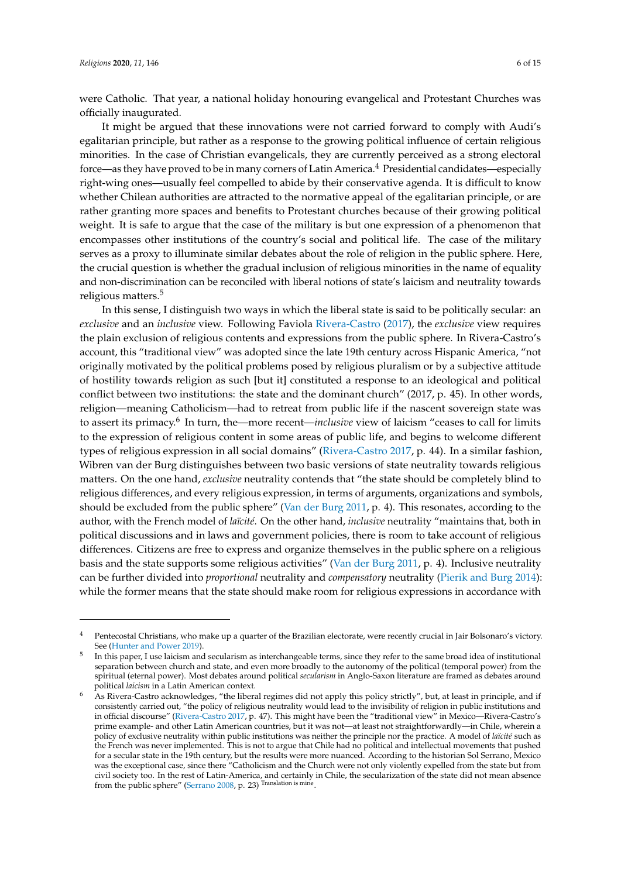were Catholic. That year, a national holiday honouring evangelical and Protestant Churches was officially inaugurated.

It might be argued that these innovations were not carried forward to comply with Audi's egalitarian principle, but rather as a response to the growing political influence of certain religious minorities. In the case of Christian evangelicals, they are currently perceived as a strong electoral force—as they have proved to be in many corners of Latin America.[4] Presidential candidates—especially right-wing ones—usually feel compelled to abide by their conservative agenda. It is difficult to know whether Chilean authorities are attracted to the normative appeal of the egalitarian principle, or are rather granting more spaces and benefits to Protestant churches because of their growing political weight. It is safe to argue that the case of the military is but one expression of a phenomenon that encompasses other institutions of the country's social and political life. The case of the military serves as a proxy to illuminate similar debates about the role of religion in the public sphere. Here, the crucial question is whether the gradual inclusion of religious minorities in the name of equality and non-discrimination can be reconciled with liberal notions of state's laicism and neutrality towards religious matters.[5]

In this sense, I distinguish two ways in which the liberal state is said to be politically secular: an *exclusive* and an *inclusive* view. Following Faviola Rivera-Castro (2017), the *exclusive* view requires the plain exclusion of religious contents and expressions from the public sphere. In Rivera-Castro's account, this "traditional view" was adopted since the late 19th century across Hispanic America, "not originally motivated by the political problems posed by religious pluralism or by a subjective attitude of hostility towards religion as such [but it] constituted a response to an ideological and political conflict between two institutions: the state and the dominant church" (2017, p. 45). In other words, religion—meaning Catholicism—had to retreat from public life if the nascent sovereign state was to assert its primacy.[6] In turn, the—more recent—*inclusive* view of laicism "ceases to call for limits to the expression of religious content in some areas of public life, and begins to welcome different types of religious expression in all social domains" (Rivera-Castro 2017, p. 44). In a similar fashion, Wibren van der Burg distinguishes between two basic versions of state neutrality towards religious matters. On the one hand, *exclusive* neutrality contends that "the state should be completely blind to religious differences, and every religious expression, in terms of arguments, organizations and symbols, should be excluded from the public sphere" (Van der Burg 2011, p. 4). This resonates, according to the author, with the French model of *laïcité*. On the other hand, *inclusive* neutrality "maintains that, both in political discussions and in laws and government policies, there is room to take account of religious differences. Citizens are free to express and organize themselves in the public sphere on a religious basis and the state supports some religious activities" (Van der Burg 2011, p. 4). Inclusive neutrality can be further divided into *proportional* neutrality and *compensatory* neutrality (Pierik and Burg 2014): while the former means that the state should make room for religious expressions in accordance with

---

[4] Pentecostal Christians, who make up a quarter of the Brazilian electorate, were recently crucial in Jair Bolsonaro's victory. See (Hunter and Power 2019).

[5] In this paper, I use laicism and secularism as interchangeable terms, since they refer to the same broad idea of institutional separation between church and state, and even more broadly to the autonomy of the political (temporal power) from the spiritual (eternal power). Most debates around political *secularism* in Anglo-Saxon literature are framed as debates around political *laicism* in a Latin American context.

[6] As Rivera-Castro acknowledges, "the liberal regimes did not apply this policy strictly", but, at least in principle, and if consistently carried out, "the policy of religious neutrality would lead to the invisibility of religion in public institutions and in official discourse" (Rivera-Castro 2017, p. 47). This might have been the "traditional view" in Mexico—Rivera-Castro's prime example- and other Latin American countries, but it was not—at least not straightforwardly—in Chile, wherein a policy of exclusive neutrality within public institutions was neither the principle nor the practice. A model of *laïcité* such as the French was never implemented. This is not to argue that Chile had no political and intellectual movements that pushed for a secular state in the 19th century, but the results were more nuanced. According to the historian Sol Serrano, Mexico was the exceptional case, since there "Catholicism and the Church were not only violently expelled from the state but from civil society too. In the rest of Latin-America, and certainly in Chile, the secularization of the state did not mean absence from the public sphere" (Serrano 2008, p. 23) [Translation is mine].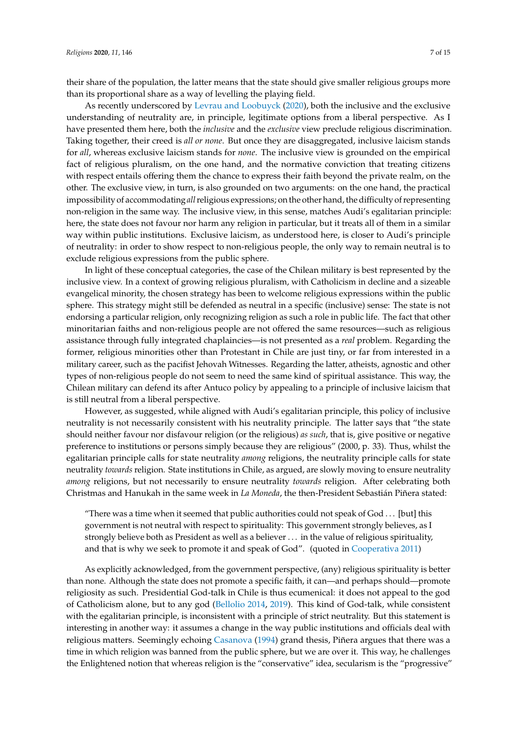their share of the population, the latter means that the state should give smaller religious groups more than its proportional share as a way of levelling the playing field.

As recently underscored by Levrau and Loobuyck (2020), both the inclusive and the exclusive understanding of neutrality are, in principle, legitimate options from a liberal perspective. As I have presented them here, both the *inclusive* and the *exclusive* view preclude religious discrimination. Taking together, their creed is *all or none*. But once they are disaggregated, inclusive laicism stands for *all*, whereas exclusive laicism stands for *none*. The inclusive view is grounded on the empirical fact of religious pluralism, on the one hand, and the normative conviction that treating citizens with respect entails offering them the chance to express their faith beyond the private realm, on the other. The exclusive view, in turn, is also grounded on two arguments: on the one hand, the practical impossibility of accommodating *all* religious expressions; on the other hand, the difficulty of representing non-religion in the same way. The inclusive view, in this sense, matches Audi's egalitarian principle: here, the state does not favour nor harm any religion in particular, but it treats all of them in a similar way within public institutions. Exclusive laicism, as understood here, is closer to Audi's principle of neutrality: in order to show respect to non-religious people, the only way to remain neutral is to exclude religious expressions from the public sphere.

In light of these conceptual categories, the case of the Chilean military is best represented by the inclusive view. In a context of growing religious pluralism, with Catholicism in decline and a sizeable evangelical minority, the chosen strategy has been to welcome religious expressions within the public sphere. This strategy might still be defended as neutral in a specific (inclusive) sense: The state is not endorsing a particular religion, only recognizing religion as such a role in public life. The fact that other minoritarian faiths and non-religious people are not offered the same resources—such as religious assistance through fully integrated chaplaincies—is not presented as a *real* problem. Regarding the former, religious minorities other than Protestant in Chile are just tiny, or far from interested in a military career, such as the pacifist Jehovah Witnesses. Regarding the latter, atheists, agnostic and other types of non-religious people do not seem to need the same kind of spiritual assistance. This way, the Chilean military can defend its after Antuco policy by appealing to a principle of inclusive laicism that is still neutral from a liberal perspective.

However, as suggested, while aligned with Audi's egalitarian principle, this policy of inclusive neutrality is not necessarily consistent with his neutrality principle. The latter says that "the state should neither favour nor disfavour religion (or the religious) *as such*, that is, give positive or negative preference to institutions or persons simply because they are religious" (2000, p. 33). Thus, whilst the egalitarian principle calls for state neutrality *among* religions, the neutrality principle calls for state neutrality *towards* religion. State institutions in Chile, as argued, are slowly moving to ensure neutrality *among* religions, but not necessarily to ensure neutrality *towards* religion. After celebrating both Christmas and Hanukah in the same week in *La Moneda*, the then-President Sebastián Piñera stated:

> "There was a time when it seemed that public authorities could not speak of God ... [but] this government is not neutral with respect to spirituality: This government strongly believes, as I strongly believe both as President as well as a believer ... in the value of religious spirituality, and that is why we seek to promote it and speak of God". (quoted in Cooperativa 2011)

As explicitly acknowledged, from the government perspective, (any) religious spirituality is better than none. Although the state does not promote a specific faith, it can—and perhaps should—promote religiosity as such. Presidential God-talk in Chile is thus ecumenical: it does not appeal to the god of Catholicism alone, but to any god (Bellolio 2014, 2019). This kind of God-talk, while consistent with the egalitarian principle, is inconsistent with a principle of strict neutrality. But this statement is interesting in another way: it assumes a change in the way public institutions and officials deal with religious matters. Seemingly echoing Casanova (1994) grand thesis, Piñera argues that there was a time in which religion was banned from the public sphere, but we are over it. This way, he challenges the Enlightened notion that whereas religion is the "conservative" idea, secularism is the "progressive"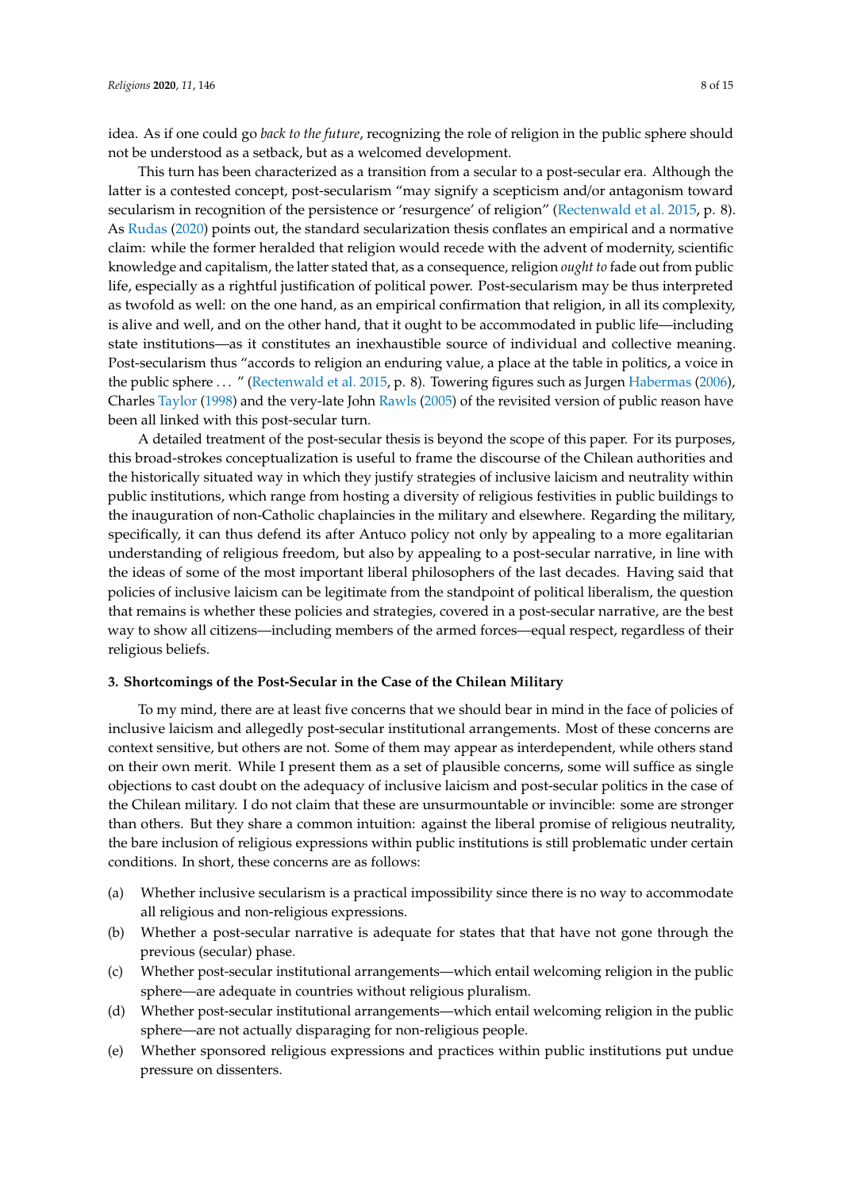idea. As if one could go *back to the future*, recognizing the role of religion in the public sphere should not be understood as a setback, but as a welcomed development.

This turn has been characterized as a transition from a secular to a post-secular era. Although the latter is a contested concept, post-secularism "may signify a scepticism and/or antagonism toward secularism in recognition of the persistence or 'resurgence' of religion" (Rectenwald et al. 2015, p. 8). As Rudas (2020) points out, the standard secularization thesis conflates an empirical and a normative claim: while the former heralded that religion would recede with the advent of modernity, scientific knowledge and capitalism, the latter stated that, as a consequence, religion *ought to* fade out from public life, especially as a rightful justification of political power. Post-secularism may be thus interpreted as twofold as well: on the one hand, as an empirical confirmation that religion, in all its complexity, is alive and well, and on the other hand, that it ought to be accommodated in public life—including state institutions—as it constitutes an inexhaustible source of individual and collective meaning. Post-secularism thus "accords to religion an enduring value, a place at the table in politics, a voice in the public sphere ... " (Rectenwald et al. 2015, p. 8). Towering figures such as Jurgen Habermas (2006), Charles Taylor (1998) and the very-late John Rawls (2005) of the revisited version of public reason have been all linked with this post-secular turn.

A detailed treatment of the post-secular thesis is beyond the scope of this paper. For its purposes, this broad-strokes conceptualization is useful to frame the discourse of the Chilean authorities and the historically situated way in which they justify strategies of inclusive laicism and neutrality within public institutions, which range from hosting a diversity of religious festivities in public buildings to the inauguration of non-Catholic chaplaincies in the military and elsewhere. Regarding the military, specifically, it can thus defend its after Antuco policy not only by appealing to a more egalitarian understanding of religious freedom, but also by appealing to a post-secular narrative, in line with the ideas of some of the most important liberal philosophers of the last decades. Having said that policies of inclusive laicism can be legitimate from the standpoint of political liberalism, the question that remains is whether these policies and strategies, covered in a post-secular narrative, are the best way to show all citizens—including members of the armed forces—equal respect, regardless of their religious beliefs.

### 3. Shortcomings of the Post-Secular in the Case of the Chilean Military

To my mind, there are at least five concerns that we should bear in mind in the face of policies of inclusive laicism and allegedly post-secular institutional arrangements. Most of these concerns are context sensitive, but others are not. Some of them may appear as interdependent, while others stand on their own merit. While I present them as a set of plausible concerns, some will suffice as single objections to cast doubt on the adequacy of inclusive laicism and post-secular politics in the case of the Chilean military. I do not claim that these are unsurmountable or invincible: some are stronger than others. But they share a common intuition: against the liberal promise of religious neutrality, the bare inclusion of religious expressions within public institutions is still problematic under certain conditions. In short, these concerns are as follows:

(a) Whether inclusive secularism is a practical impossibility since there is no way to accommodate all religious and non-religious expressions.
(b) Whether a post-secular narrative is adequate for states that that have not gone through the previous (secular) phase.
(c) Whether post-secular institutional arrangements—which entail welcoming religion in the public sphere—are adequate in countries without religious pluralism.
(d) Whether post-secular institutional arrangements—which entail welcoming religion in the public sphere—are not actually disparaging for non-religious people.
(e) Whether sponsored religious expressions and practices within public institutions put undue pressure on dissenters.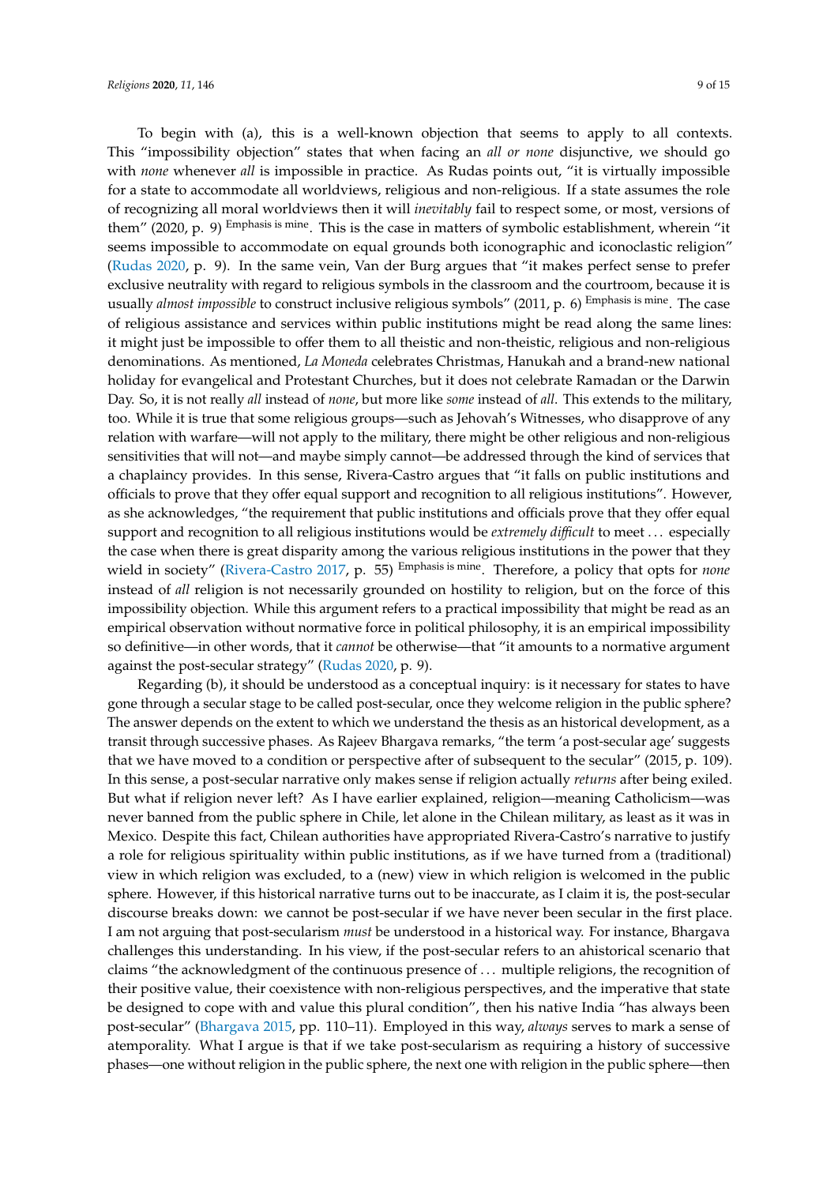To begin with (a), this is a well-known objection that seems to apply to all contexts. This "impossibility objection" states that when facing an *all or none* disjunctive, we should go with *none* whenever *all* is impossible in practice. As Rudas points out, "it is virtually impossible for a state to accommodate all worldviews, religious and non-religious. If a state assumes the role of recognizing all moral worldviews then it will *inevitably* fail to respect some, or most, versions of them" (2020, p. 9) Emphasis is mine. This is the case in matters of symbolic establishment, wherein "it seems impossible to accommodate on equal grounds both iconographic and iconoclastic religion" (Rudas 2020, p. 9). In the same vein, Van der Burg argues that "it makes perfect sense to prefer exclusive neutrality with regard to religious symbols in the classroom and the courtroom, because it is usually *almost impossible* to construct inclusive religious symbols" (2011, p. 6) Emphasis is mine. The case of religious assistance and services within public institutions might be read along the same lines: it might just be impossible to offer them to all theistic and non-theistic, religious and non-religious denominations. As mentioned, *La Moneda* celebrates Christmas, Hanukah and a brand-new national holiday for evangelical and Protestant Churches, but it does not celebrate Ramadan or the Darwin Day. So, it is not really *all* instead of *none*, but more like *some* instead of *all*. This extends to the military, too. While it is true that some religious groups—such as Jehovah's Witnesses, who disapprove of any relation with warfare—will not apply to the military, there might be other religious and non-religious sensitivities that will not—and maybe simply cannot—be addressed through the kind of services that a chaplaincy provides. In this sense, Rivera-Castro argues that "it falls on public institutions and officials to prove that they offer equal support and recognition to all religious institutions". However, as she acknowledges, "the requirement that public institutions and officials prove that they offer equal support and recognition to all religious institutions would be *extremely difficult* to meet ... especially the case when there is great disparity among the various religious institutions in the power that they wield in society" (Rivera-Castro 2017, p. 55) Emphasis is mine. Therefore, a policy that opts for *none* instead of *all* religion is not necessarily grounded on hostility to religion, but on the force of this impossibility objection. While this argument refers to a practical impossibility that might be read as an empirical observation without normative force in political philosophy, it is an empirical impossibility so definitive—in other words, that it *cannot* be otherwise—that "it amounts to a normative argument against the post-secular strategy" (Rudas 2020, p. 9).

Regarding (b), it should be understood as a conceptual inquiry: is it necessary for states to have gone through a secular stage to be called post-secular, once they welcome religion in the public sphere? The answer depends on the extent to which we understand the thesis as an historical development, as a transit through successive phases. As Rajeev Bhargava remarks, "the term 'a post-secular age' suggests that we have moved to a condition or perspective after of subsequent to the secular" (2015, p. 109). In this sense, a post-secular narrative only makes sense if religion actually *returns* after being exiled. But what if religion never left? As I have earlier explained, religion—meaning Catholicism—was never banned from the public sphere in Chile, let alone in the Chilean military, as least as it was in Mexico. Despite this fact, Chilean authorities have appropriated Rivera-Castro's narrative to justify a role for religious spirituality within public institutions, as if we have turned from a (traditional) view in which religion was excluded, to a (new) view in which religion is welcomed in the public sphere. However, if this historical narrative turns out to be inaccurate, as I claim it is, the post-secular discourse breaks down: we cannot be post-secular if we have never been secular in the first place. I am not arguing that post-secularism *must* be understood in a historical way. For instance, Bhargava challenges this understanding. In his view, if the post-secular refers to an ahistorical scenario that claims "the acknowledgment of the continuous presence of ... multiple religions, the recognition of their positive value, their coexistence with non-religious perspectives, and the imperative that state be designed to cope with and value this plural condition", then his native India "has always been post-secular" (Bhargava 2015, pp. 110–11). Employed in this way, *always* serves to mark a sense of atemporality. What I argue is that if we take post-secularism as requiring a history of successive phases—one without religion in the public sphere, the next one with religion in the public sphere—then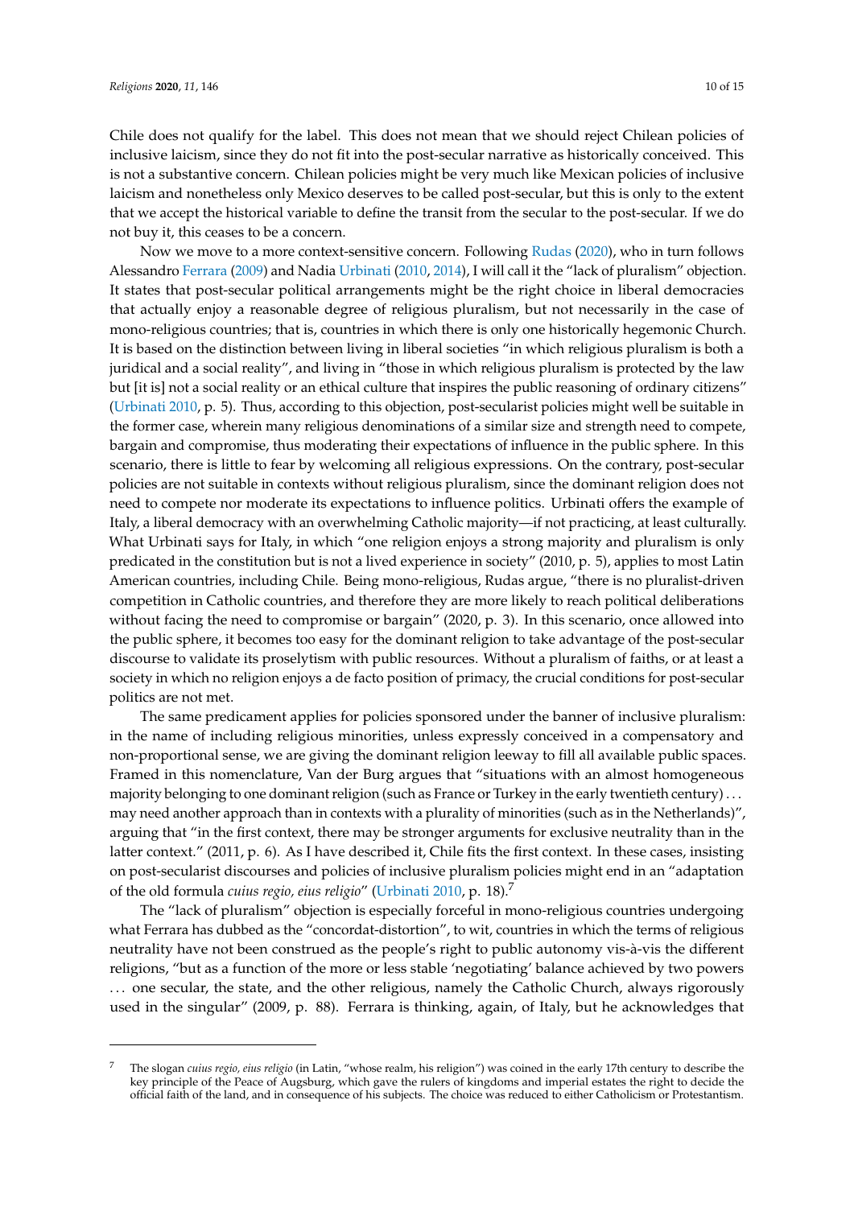Chile does not qualify for the label. This does not mean that we should reject Chilean policies of inclusive laicism, since they do not fit into the post-secular narrative as historically conceived. This is not a substantive concern. Chilean policies might be very much like Mexican policies of inclusive laicism and nonetheless only Mexico deserves to be called post-secular, but this is only to the extent that we accept the historical variable to define the transit from the secular to the post-secular. If we do not buy it, this ceases to be a concern.

Now we move to a more context-sensitive concern. Following Rudas (2020), who in turn follows Alessandro Ferrara (2009) and Nadia Urbinati (2010, 2014), I will call it the "lack of pluralism" objection. It states that post-secular political arrangements might be the right choice in liberal democracies that actually enjoy a reasonable degree of religious pluralism, but not necessarily in the case of mono-religious countries; that is, countries in which there is only one historically hegemonic Church. It is based on the distinction between living in liberal societies "in which religious pluralism is both a juridical and a social reality", and living in "those in which religious pluralism is protected by the law but [it is] not a social reality or an ethical culture that inspires the public reasoning of ordinary citizens" (Urbinati 2010, p. 5). Thus, according to this objection, post-secularist policies might well be suitable in the former case, wherein many religious denominations of a similar size and strength need to compete, bargain and compromise, thus moderating their expectations of influence in the public sphere. In this scenario, there is little to fear by welcoming all religious expressions. On the contrary, post-secular policies are not suitable in contexts without religious pluralism, since the dominant religion does not need to compete nor moderate its expectations to influence politics. Urbinati offers the example of Italy, a liberal democracy with an overwhelming Catholic majority—if not practicing, at least culturally. What Urbinati says for Italy, in which "one religion enjoys a strong majority and pluralism is only predicated in the constitution but is not a lived experience in society" (2010, p. 5), applies to most Latin American countries, including Chile. Being mono-religious, Rudas argue, "there is no pluralist-driven competition in Catholic countries, and therefore they are more likely to reach political deliberations without facing the need to compromise or bargain" (2020, p. 3). In this scenario, once allowed into the public sphere, it becomes too easy for the dominant religion to take advantage of the post-secular discourse to validate its proselytism with public resources. Without a pluralism of faiths, or at least a society in which no religion enjoys a de facto position of primacy, the crucial conditions for post-secular politics are not met.

The same predicament applies for policies sponsored under the banner of inclusive pluralism: in the name of including religious minorities, unless expressly conceived in a compensatory and non-proportional sense, we are giving the dominant religion leeway to fill all available public spaces. Framed in this nomenclature, Van der Burg argues that "situations with an almost homogeneous majority belonging to one dominant religion (such as France or Turkey in the early twentieth century) ... may need another approach than in contexts with a plurality of minorities (such as in the Netherlands)", arguing that "in the first context, there may be stronger arguments for exclusive neutrality than in the latter context." (2011, p. 6). As I have described it, Chile fits the first context. In these cases, insisting on post-secularist discourses and policies of inclusive pluralism policies might end in an "adaptation of the old formula *cuius regio, eius religio*" (Urbinati 2010, p. 18).[7]

The "lack of pluralism" objection is especially forceful in mono-religious countries undergoing what Ferrara has dubbed as the "concordat-distortion", to wit, countries in which the terms of religious neutrality have not been construed as the people's right to public autonomy vis-à-vis the different religions, "but as a function of the more or less stable 'negotiating' balance achieved by two powers ... one secular, the state, and the other religious, namely the Catholic Church, always rigorously used in the singular" (2009, p. 88). Ferrara is thinking, again, of Italy, but he acknowledges that

---

[7] The slogan *cuius regio, eius religio* (in Latin, "whose realm, his religion") was coined in the early 17th century to describe the key principle of the Peace of Augsburg, which gave the rulers of kingdoms and imperial estates the right to decide the official faith of the land, and in consequence of his subjects. The choice was reduced to either Catholicism or Protestantism.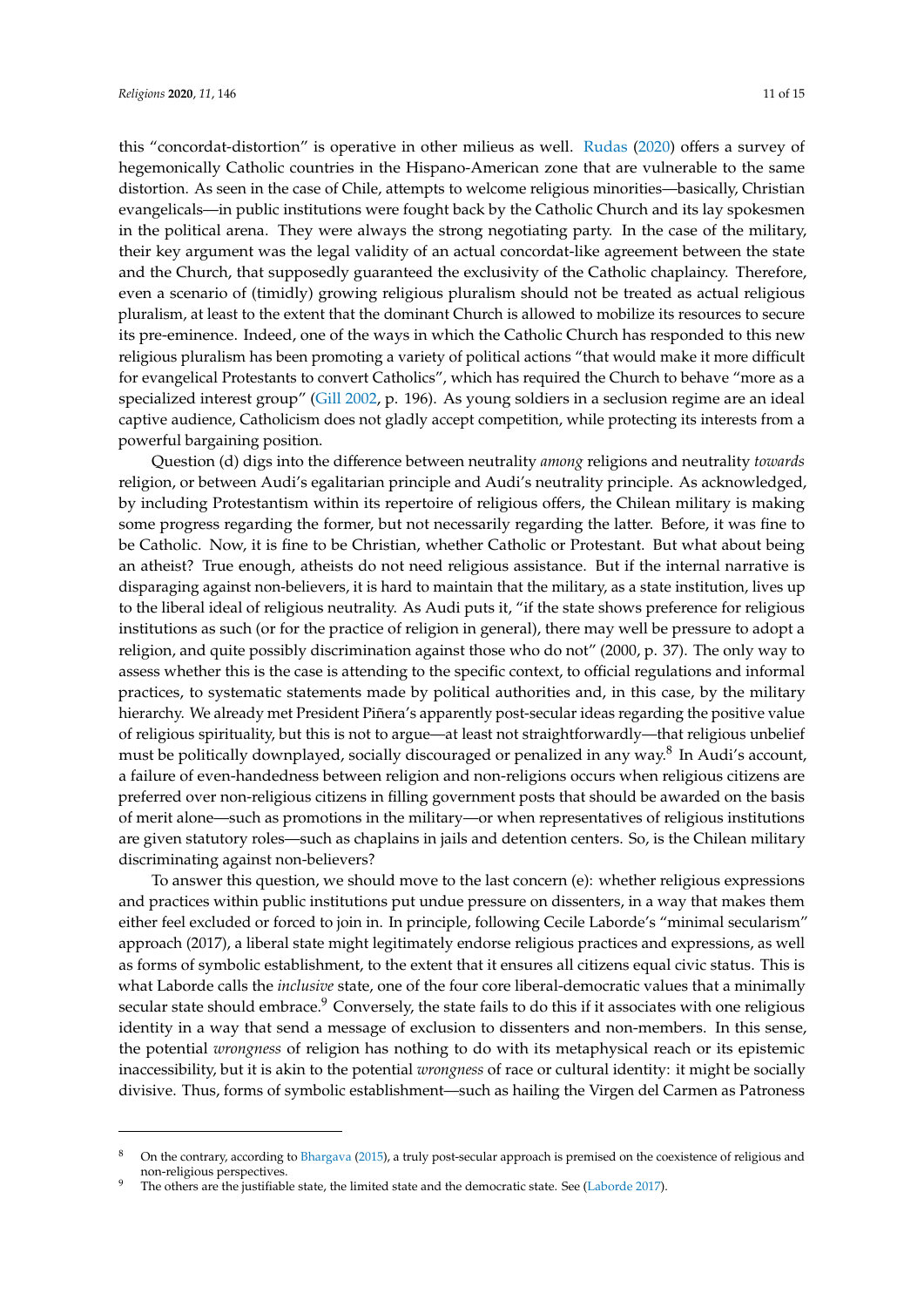this "concordat-distortion" is operative in other milieus as well. Rudas (2020) offers a survey of hegemonically Catholic countries in the Hispano-American zone that are vulnerable to the same distortion. As seen in the case of Chile, attempts to welcome religious minorities—basically, Christian evangelicals—in public institutions were fought back by the Catholic Church and its lay spokesmen in the political arena. They were always the strong negotiating party. In the case of the military, their key argument was the legal validity of an actual concordat-like agreement between the state and the Church, that supposedly guaranteed the exclusivity of the Catholic chaplaincy. Therefore, even a scenario of (timidly) growing religious pluralism should not be treated as actual religious pluralism, at least to the extent that the dominant Church is allowed to mobilize its resources to secure its pre-eminence. Indeed, one of the ways in which the Catholic Church has responded to this new religious pluralism has been promoting a variety of political actions "that would make it more difficult for evangelical Protestants to convert Catholics", which has required the Church to behave "more as a specialized interest group" (Gill 2002, p. 196). As young soldiers in a seclusion regime are an ideal captive audience, Catholicism does not gladly accept competition, while protecting its interests from a powerful bargaining position.

Question (d) digs into the difference between neutrality *among* religions and neutrality *towards* religion, or between Audi's egalitarian principle and Audi's neutrality principle. As acknowledged, by including Protestantism within its repertoire of religious offers, the Chilean military is making some progress regarding the former, but not necessarily regarding the latter. Before, it was fine to be Catholic. Now, it is fine to be Christian, whether Catholic or Protestant. But what about being an atheist? True enough, atheists do not need religious assistance. But if the internal narrative is disparaging against non-believers, it is hard to maintain that the military, as a state institution, lives up to the liberal ideal of religious neutrality. As Audi puts it, "if the state shows preference for religious institutions as such (or for the practice of religion in general), there may well be pressure to adopt a religion, and quite possibly discrimination against those who do not" (2000, p. 37). The only way to assess whether this is the case is attending to the specific context, to official regulations and informal practices, to systematic statements made by political authorities and, in this case, by the military hierarchy. We already met President Piñera's apparently post-secular ideas regarding the positive value of religious spirituality, but this is not to argue—at least not straightforwardly—that religious unbelief must be politically downplayed, socially discouraged or penalized in any way.[8] In Audi's account, a failure of even-handedness between religion and non-religions occurs when religious citizens are preferred over non-religious citizens in filling government posts that should be awarded on the basis of merit alone—such as promotions in the military—or when representatives of religious institutions are given statutory roles—such as chaplains in jails and detention centers. So, is the Chilean military discriminating against non-believers?

To answer this question, we should move to the last concern (e): whether religious expressions and practices within public institutions put undue pressure on dissenters, in a way that makes them either feel excluded or forced to join in. In principle, following Cecile Laborde's "minimal secularism" approach (2017), a liberal state might legitimately endorse religious practices and expressions, as well as forms of symbolic establishment, to the extent that it ensures all citizens equal civic status. This is what Laborde calls the *inclusive* state, one of the four core liberal-democratic values that a minimally secular state should embrace.[9] Conversely, the state fails to do this if it associates with one religious identity in a way that send a message of exclusion to dissenters and non-members. In this sense, the potential *wrongness* of religion has nothing to do with its metaphysical reach or its epistemic inaccessibility, but it is akin to the potential *wrongness* of race or cultural identity: it might be socially divisive. Thus, forms of symbolic establishment—such as hailing the Virgen del Carmen as Patroness

---

[8] On the contrary, according to Bhargava (2015), a truly post-secular approach is premised on the coexistence of religious and non-religious perspectives.

[9] The others are the justifiable state, the limited state and the democratic state. See (Laborde 2017).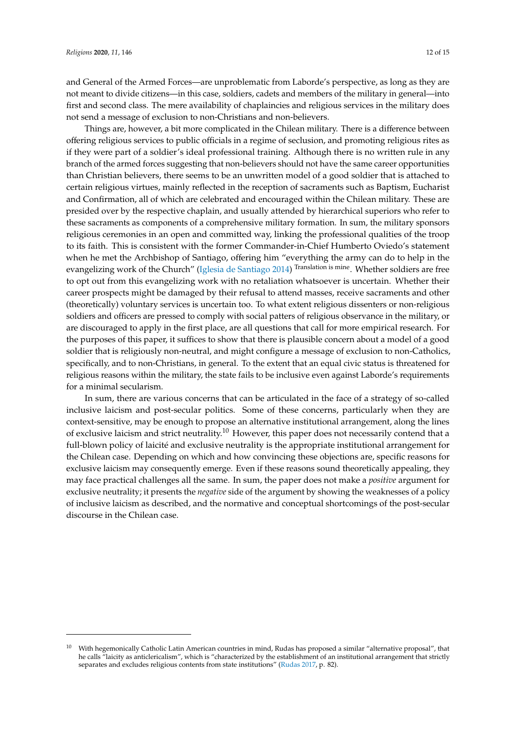and General of the Armed Forces—are unproblematic from Laborde's perspective, as long as they are not meant to divide citizens—in this case, soldiers, cadets and members of the military in general—into first and second class. The mere availability of chaplaincies and religious services in the military does not send a message of exclusion to non-Christians and non-believers.

Things are, however, a bit more complicated in the Chilean military. There is a difference between offering religious services to public officials in a regime of seclusion, and promoting religious rites as if they were part of a soldier's ideal professional training. Although there is no written rule in any branch of the armed forces suggesting that non-believers should not have the same career opportunities than Christian believers, there seems to be an unwritten model of a good soldier that is attached to certain religious virtues, mainly reflected in the reception of sacraments such as Baptism, Eucharist and Confirmation, all of which are celebrated and encouraged within the Chilean military. These are presided over by the respective chaplain, and usually attended by hierarchical superiors who refer to these sacraments as components of a comprehensive military formation. In sum, the military sponsors religious ceremonies in an open and committed way, linking the professional qualities of the troop to its faith. This is consistent with the former Commander-in-Chief Humberto Oviedo's statement when he met the Archbishop of Santiago, offering him "everything the army can do to help in the evangelizing work of the Church" (Iglesia de Santiago 2014) [Translation is mine]. Whether soldiers are free to opt out from this evangelizing work with no retaliation whatsoever is uncertain. Whether their career prospects might be damaged by their refusal to attend masses, receive sacraments and other (theoretically) voluntary services is uncertain too. To what extent religious dissenters or non-religious soldiers and officers are pressed to comply with social patterns of religious observance in the military, or are discouraged to apply in the first place, are all questions that call for more empirical research. For the purposes of this paper, it suffices to show that there is plausible concern about a model of a good soldier that is religiously non-neutral, and might configure a message of exclusion to non-Catholics, specifically, and to non-Christians, in general. To the extent that an equal civic status is threatened for religious reasons within the military, the state fails to be inclusive even against Laborde's requirements for a minimal secularism.

In sum, there are various concerns that can be articulated in the face of a strategy of so-called inclusive laicism and post-secular politics. Some of these concerns, particularly when they are context-sensitive, may be enough to propose an alternative institutional arrangement, along the lines of exclusive laicism and strict neutrality.[10] However, this paper does not necessarily contend that a full-blown policy of laicité and exclusive neutrality is the appropriate institutional arrangement for the Chilean case. Depending on which and how convincing these objections are, specific reasons for exclusive laicism may consequently emerge. Even if these reasons sound theoretically appealing, they may face practical challenges all the same. In sum, the paper does not make a *positive* argument for exclusive neutrality; it presents the *negative* side of the argument by showing the weaknesses of a policy of inclusive laicism as described, and the normative and conceptual shortcomings of the post-secular discourse in the Chilean case.

---

[10] With hegemonically Catholic Latin American countries in mind, Rudas has proposed a similar "alternative proposal", that he calls "laicity as anticlericalism", which is "characterized by the establishment of an institutional arrangement that strictly separates and excludes religious contents from state institutions" (Rudas 2017, p. 82).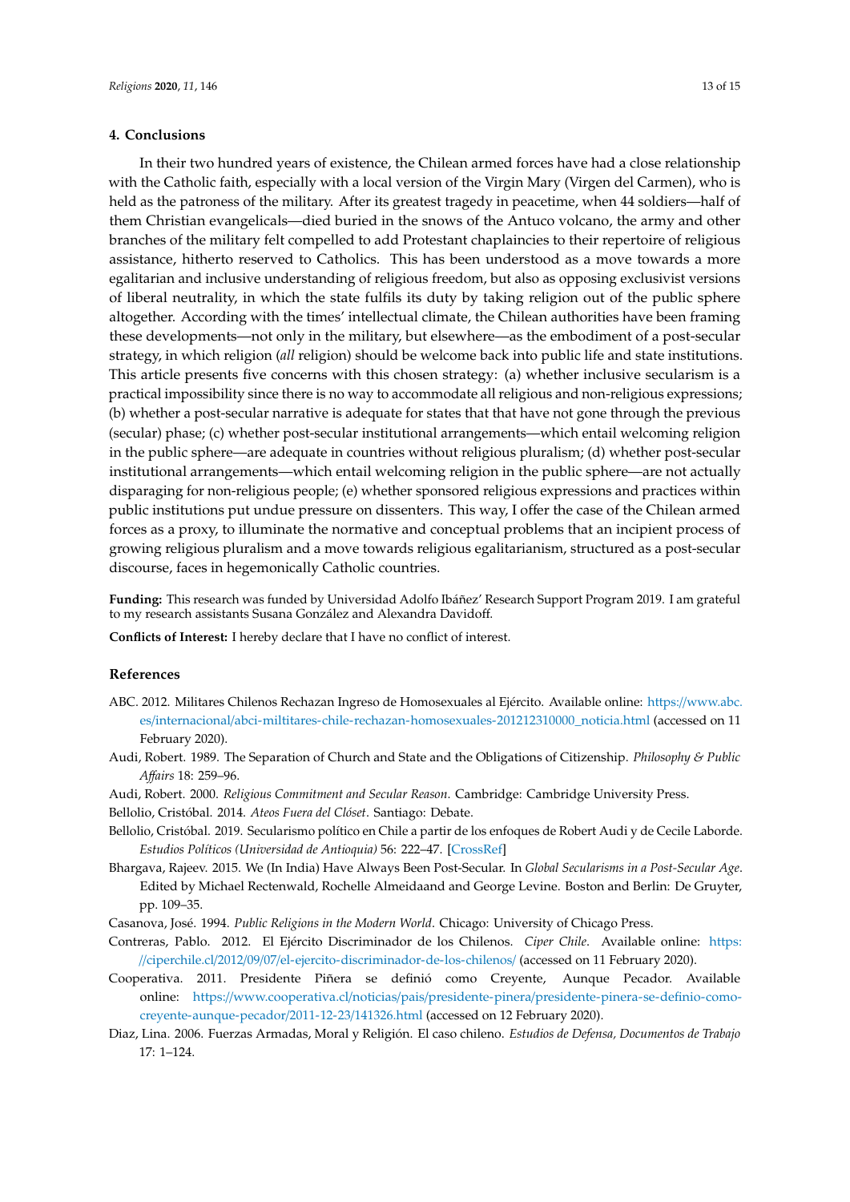## 4. Conclusions

In their two hundred years of existence, the Chilean armed forces have had a close relationship with the Catholic faith, especially with a local version of the Virgin Mary (Virgen del Carmen), who is held as the patroness of the military. After its greatest tragedy in peacetime, when 44 soldiers—half of them Christian evangelicals—died buried in the snows of the Antuco volcano, the army and other branches of the military felt compelled to add Protestant chaplaincies to their repertoire of religious assistance, hitherto reserved to Catholics. This has been understood as a move towards a more egalitarian and inclusive understanding of religious freedom, but also as opposing exclusivist versions of liberal neutrality, in which the state fulfils its duty by taking religion out of the public sphere altogether. According with the times' intellectual climate, the Chilean authorities have been framing these developments—not only in the military, but elsewhere—as the embodiment of a post-secular strategy, in which religion (*all* religion) should be welcome back into public life and state institutions. This article presents five concerns with this chosen strategy: (a) whether inclusive secularism is a practical impossibility since there is no way to accommodate all religious and non-religious expressions; (b) whether a post-secular narrative is adequate for states that that have not gone through the previous (secular) phase; (c) whether post-secular institutional arrangements—which entail welcoming religion in the public sphere—are adequate in countries without religious pluralism; (d) whether post-secular institutional arrangements—which entail welcoming religion in the public sphere—are not actually disparaging for non-religious people; (e) whether sponsored religious expressions and practices within public institutions put undue pressure on dissenters. This way, I offer the case of the Chilean armed forces as a proxy, to illuminate the normative and conceptual problems that an incipient process of growing religious pluralism and a move towards religious egalitarianism, structured as a post-secular discourse, faces in hegemonically Catholic countries.

**Funding:** This research was funded by Universidad Adolfo Ibáñez' Research Support Program 2019. I am grateful to my research assistants Susana González and Alexandra Davidoff.

**Conflicts of Interest:** I hereby declare that I have no conflict of interest.

## References

ABC. 2012. Militares Chilenos Rechazan Ingreso de Homosexuales al Ejército. Available online: https://www.abc.es/internacional/abci-miltitares-chile-rechazan-homosexuales-201212310000_noticia.html (accessed on 11 February 2020).

Audi, Robert. 1989. The Separation of Church and State and the Obligations of Citizenship. *Philosophy & Public Affairs* 18: 259–96.

Audi, Robert. 2000. *Religious Commitment and Secular Reason*. Cambridge: Cambridge University Press.

Bellolio, Cristóbal. 2014. *Ateos Fuera del Clóset*. Santiago: Debate.

Bellolio, Cristóbal. 2019. Secularismo político en Chile a partir de los enfoques de Robert Audi y de Cecile Laborde. *Estudios Políticos (Universidad de Antioquia)* 56: 222–47. [CrossRef]

Bhargava, Rajeev. 2015. We (In India) Have Always Been Post-Secular. In *Global Secularisms in a Post-Secular Age*. Edited by Michael Rectenwald, Rochelle Almeidaand and George Levine. Boston and Berlin: De Gruyter, pp. 109–35.

Casanova, José. 1994. *Public Religions in the Modern World*. Chicago: University of Chicago Press.

Contreras, Pablo. 2012. El Ejército Discriminador de los Chilenos. *Ciper Chile*. Available online: https://ciperchile.cl/2012/09/07/el-ejercito-discriminador-de-los-chilenos/ (accessed on 11 February 2020).

Cooperativa. 2011. Presidente Piñera se definió como Creyente, Aunque Pecador. Available online: https://www.cooperativa.cl/noticias/pais/presidente-pinera/presidente-pinera-se-definio-como-creyente-aunque-pecador/2011-12-23/141326.html (accessed on 12 February 2020).

Diaz, Lina. 2006. Fuerzas Armadas, Moral y Religión. El caso chileno. *Estudios de Defensa, Documentos de Trabajo* 17: 1–124.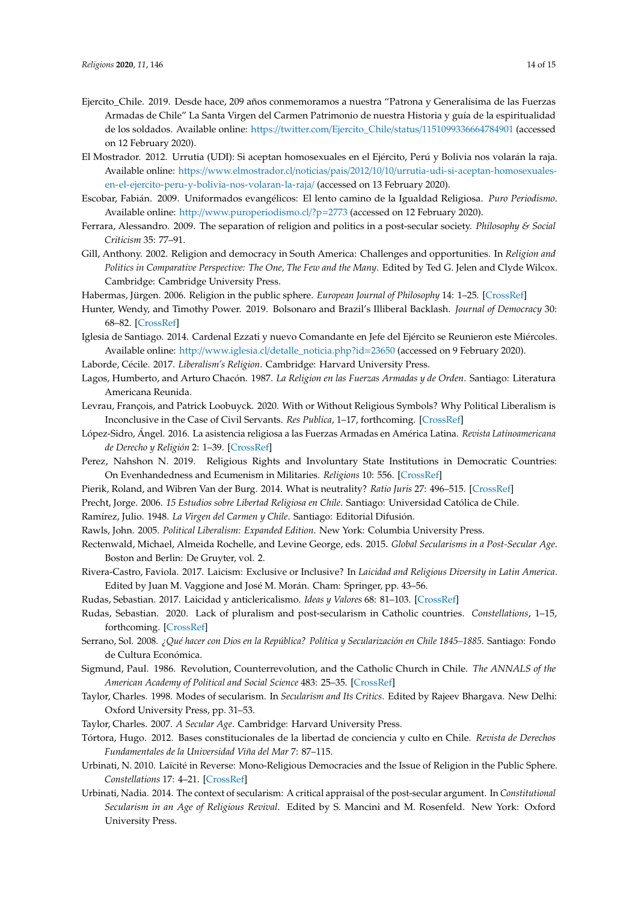Ejercito_Chile. 2019. Desde hace, 209 años conmemoramos a nuestra "Patrona y Generalísima de las Fuerzas Armadas de Chile" La Santa Virgen del Carmen Patrimonio de nuestra Historia y guía de la espiritualidad de los soldados. Available online: https://twitter.com/Ejercito_Chile/status/1151099336664784901 (accessed on 12 February 2020).

El Mostrador. 2012. Urrutia (UDI): Si aceptan homosexuales en el Ejército, Perú y Bolivia nos volarán la raja. Available online: https://www.elmostrador.cl/noticias/pais/2012/10/10/urrutia-udi-si-aceptan-homosexuales-en-el-ejercito-peru-y-bolivia-nos-volaran-la-raja/ (accessed on 13 February 2020).

Escobar, Fabián. 2009. Uniformados evangélicos: El lento camino de la Igualdad Religiosa. *Puro Periodismo*. Available online: http://www.puroperiodismo.cl/?p=2773 (accessed on 12 February 2020).

Ferrara, Alessandro. 2009. The separation of religion and politics in a post-secular society. *Philosophy & Social Criticism* 35: 77–91.

Gill, Anthony. 2002. Religion and democracy in South America: Challenges and opportunities. In *Religion and Politics in Comparative Perspective: The One, The Few and the Many*. Edited by Ted G. Jelen and Clyde Wilcox. Cambridge: Cambridge University Press.

Habermas, Jürgen. 2006. Religion in the public sphere. *European Journal of Philosophy* 14: 1–25. [CrossRef]

Hunter, Wendy, and Timothy Power. 2019. Bolsonaro and Brazil's Illiberal Backlash. *Journal of Democracy* 30: 68–82. [CrossRef]

Iglesia de Santiago. 2014. Cardenal Ezzati y nuevo Comandante en Jefe del Ejército se Reunieron este Miércoles. Available online: http://www.iglesia.cl/detalle_noticia.php?id=23650 (accessed on 9 February 2020).

Laborde, Cécile. 2017. *Liberalism's Religion*. Cambridge: Harvard University Press.

Lagos, Humberto, and Arturo Chacón. 1987. *La Religion en las Fuerzas Armadas y de Orden*. Santiago: Literatura Americana Reunida.

Levrau, François, and Patrick Loobuyck. 2020. With or Without Religious Symbols? Why Political Liberalism is Inconclusive in the Case of Civil Servants. *Res Publica*, 1–17, forthcoming. [CrossRef]

López-Sidro, Ángel. 2016. La asistencia religiosa a las Fuerzas Armadas en América Latina. *Revista Latinoamericana de Derecho y Religión* 2: 1–39. [CrossRef]

Perez, Nahshon N. 2019. Religious Rights and Involuntary State Institutions in Democratic Countries: On Evenhandedness and Ecumenism in Militaries. *Religions* 10: 556. [CrossRef]

Pierik, Roland, and Wibren Van der Burg. 2014. What is neutrality? *Ratio Juris* 27: 496–515. [CrossRef]

Precht, Jorge. 2006. *15 Estudios sobre Libertad Religiosa en Chile*. Santiago: Universidad Católica de Chile.

Ramírez, Julio. 1948. *La Virgen del Carmen y Chile*. Santiago: Editorial Difusión.

Rawls, John. 2005. *Political Liberalism: Expanded Edition*. New York: Columbia University Press.

Rectenwald, Michael, Almeida Rochelle, and Levine George, eds. 2015. *Global Secularisms in a Post-Secular Age*. Boston and Berlin: De Gruyter, vol. 2.

Rivera-Castro, Faviola. 2017. Laicism: Exclusive or Inclusive? In *Laicidad and Religious Diversity in Latin America*. Edited by Juan M. Vaggione and José M. Morán. Cham: Springer, pp. 43–56.

Rudas, Sebastian. 2017. Laicidad y anticlericalismo. *Ideas y Valores* 68: 81–103. [CrossRef]

Rudas, Sebastian. 2020. Lack of pluralism and post-secularism in Catholic countries. *Constellations*, 1–15, forthcoming. [CrossRef]

Serrano, Sol. 2008. *¿Qué hacer con Dios en la República? Política y Secularización en Chile 1845–1885*. Santiago: Fondo de Cultura Económica.

Sigmund, Paul. 1986. Revolution, Counterrevolution, and the Catholic Church in Chile. *The ANNALS of the American Academy of Political and Social Science* 483: 25–35. [CrossRef]

Taylor, Charles. 1998. Modes of secularism. In *Secularism and Its Critics*. Edited by Rajeev Bhargava. New Delhi: Oxford University Press, pp. 31–53.

Taylor, Charles. 2007. *A Secular Age*. Cambridge: Harvard University Press.

Tórtora, Hugo. 2012. Bases constitucionales de la libertad de conciencia y culto en Chile. *Revista de Derechos Fundamentales de la Universidad Viña del Mar* 7: 87–115.

Urbinati, N. 2010. Laïcité in Reverse: Mono-Religious Democracies and the Issue of Religion in the Public Sphere. *Constellations* 17: 4–21. [CrossRef]

Urbinati, Nadia. 2014. The context of secularism: A critical appraisal of the post-secular argument. In *Constitutional Secularism in an Age of Religious Revival*. Edited by S. Mancini and M. Rosenfeld. New York: Oxford University Press.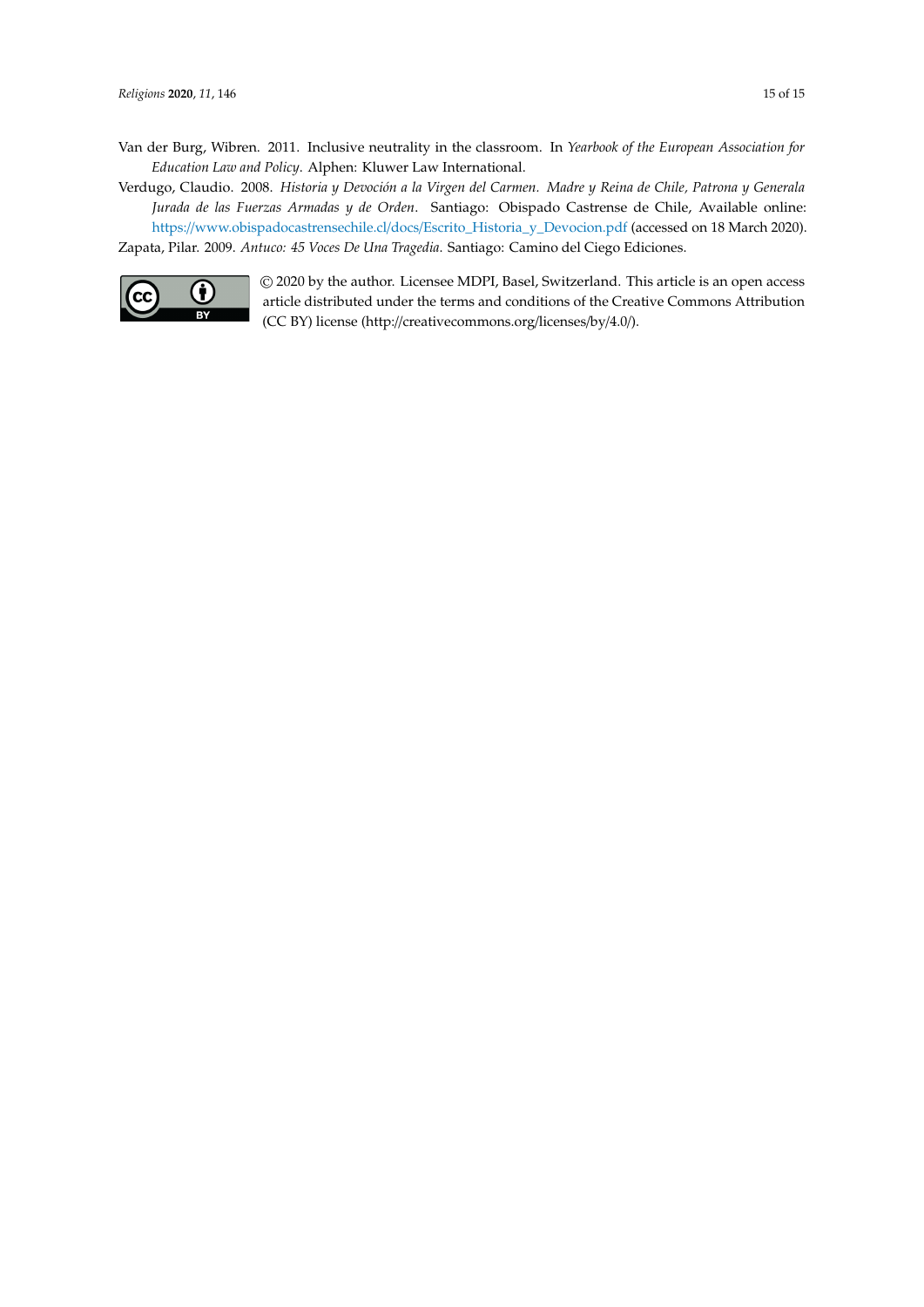Van der Burg, Wibren. 2011. Inclusive neutrality in the classroom. In *Yearbook of the European Association for Education Law and Policy*. Alphen: Kluwer Law International.

Verdugo, Claudio. 2008. *Historia y Devoción a la Virgen del Carmen. Madre y Reina de Chile, Patrona y Generala Jurada de las Fuerzas Armadas y de Orden*. Santiago: Obispado Castrense de Chile, Available online: https://www.obispadocastrensechile.cl/docs/Escrito_Historia_y_Devocion.pdf (accessed on 18 March 2020).

Zapata, Pilar. 2009. *Antuco: 45 Voces De Una Tragedia*. Santiago: Camino del Ciego Ediciones.

© 2020 by the author. Licensee MDPI, Basel, Switzerland. This article is an open access article distributed under the terms and conditions of the Creative Commons Attribution (CC BY) license (http://creativecommons.org/licenses/by/4.0/).